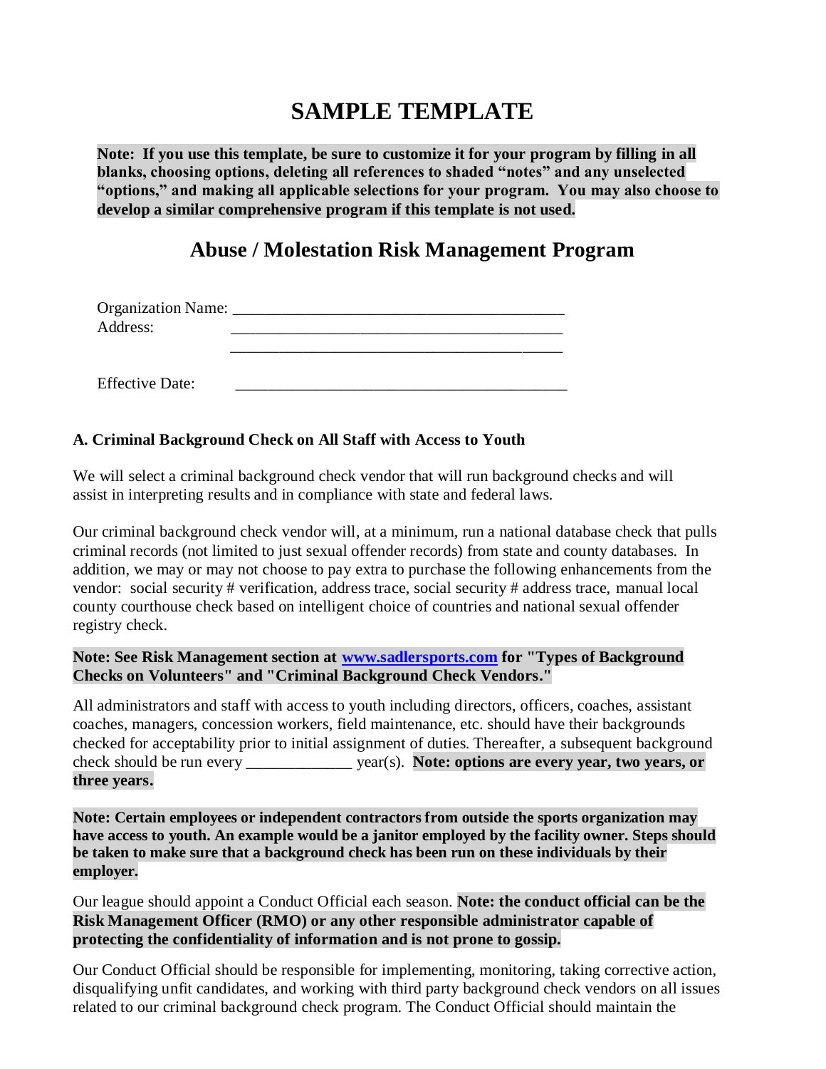# SAMPLE TEMPLATE

**Note: If you use this template, be sure to customize it for your program by filling in all blanks, choosing options, deleting all references to shaded "notes" and any unselected "options," and making all applicable selections for your program. You may also choose to develop a similar comprehensive program if this template is not used.**

## Abuse / Molestation Risk Management Program

Organization Name: ________________________________________

Address: ________________________________________

________________________________________

Effective Date: ________________________________________

### A. Criminal Background Check on All Staff with Access to Youth

We will select a criminal background check vendor that will run background checks and will assist in interpreting results and in compliance with state and federal laws.

Our criminal background check vendor will, at a minimum, run a national database check that pulls criminal records (not limited to just sexual offender records) from state and county databases. In addition, we may or may not choose to pay extra to purchase the following enhancements from the vendor: social security # verification, address trace, social security # address trace, manual local county courthouse check based on intelligent choice of countries and national sexual offender registry check.

**Note: See Risk Management section at [www.sadlersports.com](http://www.sadlersports.com) for "Types of Background Checks on Volunteers" and "Criminal Background Check Vendors."**

All administrators and staff with access to youth including directors, officers, coaches, assistant coaches, managers, concession workers, field maintenance, etc. should have their backgrounds checked for acceptability prior to initial assignment of duties. Thereafter, a subsequent background check should be run every _____________ year(s). **Note: options are every year, two years, or three years.**

**Note: Certain employees or independent contractors from outside the sports organization may have access to youth. An example would be a janitor employed by the facility owner. Steps should be taken to make sure that a background check has been run on these individuals by their employer.**

Our league should appoint a Conduct Official each season. **Note: the conduct official can be the Risk Management Officer (RMO) or any other responsible administrator capable of protecting the confidentiality of information and is not prone to gossip.**

Our Conduct Official should be responsible for implementing, monitoring, taking corrective action, disqualifying unfit candidates, and working with third party background check vendors on all issues related to our criminal background check program. The Conduct Official should maintain the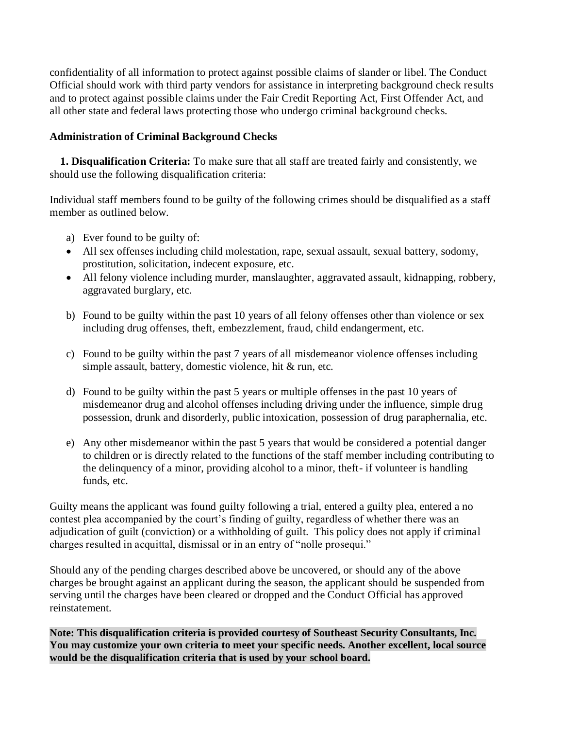confidentiality of all information to protect against possible claims of slander or libel. The Conduct Official should work with third party vendors for assistance in interpreting background check results and to protect against possible claims under the Fair Credit Reporting Act, First Offender Act, and all other state and federal laws protecting those who undergo criminal background checks.

**Administration of Criminal Background Checks**

**1. Disqualification Criteria:** To make sure that all staff are treated fairly and consistently, we should use the following disqualification criteria:

Individual staff members found to be guilty of the following crimes should be disqualified as a staff member as outlined below.

a) Ever found to be guilty of:
- All sex offenses including child molestation, rape, sexual assault, sexual battery, sodomy, prostitution, solicitation, indecent exposure, etc.
- All felony violence including murder, manslaughter, aggravated assault, kidnapping, robbery, aggravated burglary, etc.

b) Found to be guilty within the past 10 years of all felony offenses other than violence or sex including drug offenses, theft, embezzlement, fraud, child endangerment, etc.

c) Found to be guilty within the past 7 years of all misdemeanor violence offenses including simple assault, battery, domestic violence, hit & run, etc.

d) Found to be guilty within the past 5 years or multiple offenses in the past 10 years of misdemeanor drug and alcohol offenses including driving under the influence, simple drug possession, drunk and disorderly, public intoxication, possession of drug paraphernalia, etc.

e) Any other misdemeanor within the past 5 years that would be considered a potential danger to children or is directly related to the functions of the staff member including contributing to the delinquency of a minor, providing alcohol to a minor, theft- if volunteer is handling funds, etc.

Guilty means the applicant was found guilty following a trial, entered a guilty plea, entered a no contest plea accompanied by the court's finding of guilty, regardless of whether there was an adjudication of guilt (conviction) or a withholding of guilt. This policy does not apply if criminal charges resulted in acquittal, dismissal or in an entry of "nolle prosequi."

Should any of the pending charges described above be uncovered, or should any of the above charges be brought against an applicant during the season, the applicant should be suspended from serving until the charges have been cleared or dropped and the Conduct Official has approved reinstatement.

**Note: This disqualification criteria is provided courtesy of Southeast Security Consultants, Inc. You may customize your own criteria to meet your specific needs. Another excellent, local source would be the disqualification criteria that is used by your school board.**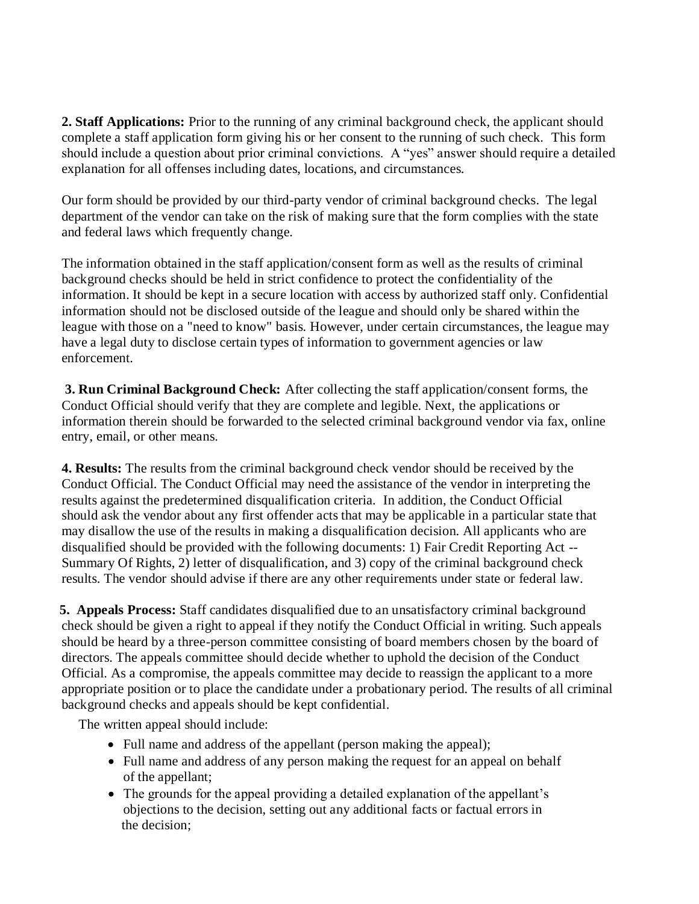**2. Staff Applications:** Prior to the running of any criminal background check, the applicant should complete a staff application form giving his or her consent to the running of such check. This form should include a question about prior criminal convictions. A "yes" answer should require a detailed explanation for all offenses including dates, locations, and circumstances.

Our form should be provided by our third-party vendor of criminal background checks. The legal department of the vendor can take on the risk of making sure that the form complies with the state and federal laws which frequently change.

The information obtained in the staff application/consent form as well as the results of criminal background checks should be held in strict confidence to protect the confidentiality of the information. It should be kept in a secure location with access by authorized staff only. Confidential information should not be disclosed outside of the league and should only be shared within the league with those on a "need to know" basis. However, under certain circumstances, the league may have a legal duty to disclose certain types of information to government agencies or law enforcement.

**3. Run Criminal Background Check:** After collecting the staff application/consent forms, the Conduct Official should verify that they are complete and legible. Next, the applications or information therein should be forwarded to the selected criminal background vendor via fax, online entry, email, or other means.

**4. Results:** The results from the criminal background check vendor should be received by the Conduct Official. The Conduct Official may need the assistance of the vendor in interpreting the results against the predetermined disqualification criteria. In addition, the Conduct Official should ask the vendor about any first offender acts that may be applicable in a particular state that may disallow the use of the results in making a disqualification decision. All applicants who are disqualified should be provided with the following documents: 1) Fair Credit Reporting Act -- Summary Of Rights, 2) letter of disqualification, and 3) copy of the criminal background check results. The vendor should advise if there are any other requirements under state or federal law.

**5. Appeals Process:** Staff candidates disqualified due to an unsatisfactory criminal background check should be given a right to appeal if they notify the Conduct Official in writing. Such appeals should be heard by a three-person committee consisting of board members chosen by the board of directors. The appeals committee should decide whether to uphold the decision of the Conduct Official. As a compromise, the appeals committee may decide to reassign the applicant to a more appropriate position or to place the candidate under a probationary period. The results of all criminal background checks and appeals should be kept confidential.

The written appeal should include:

- Full name and address of the appellant (person making the appeal);
- Full name and address of any person making the request for an appeal on behalf of the appellant;
- The grounds for the appeal providing a detailed explanation of the appellant's objections to the decision, setting out any additional facts or factual errors in the decision;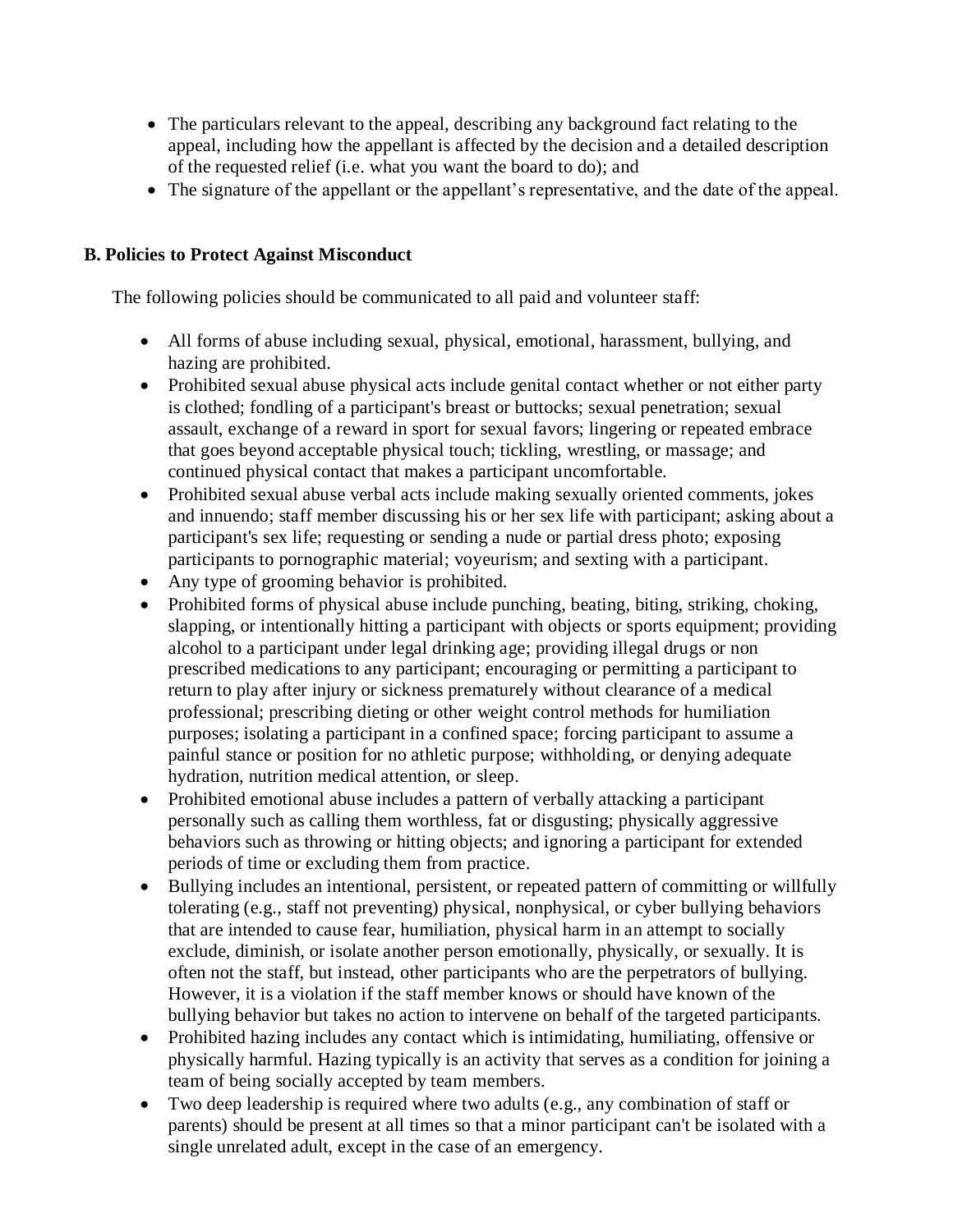- The particulars relevant to the appeal, describing any background fact relating to the appeal, including how the appellant is affected by the decision and a detailed description of the requested relief (i.e. what you want the board to do); and
- The signature of the appellant or the appellant's representative, and the date of the appeal.

**B. Policies to Protect Against Misconduct**

The following policies should be communicated to all paid and volunteer staff:

- All forms of abuse including sexual, physical, emotional, harassment, bullying, and hazing are prohibited.
- Prohibited sexual abuse physical acts include genital contact whether or not either party is clothed; fondling of a participant's breast or buttocks; sexual penetration; sexual assault, exchange of a reward in sport for sexual favors; lingering or repeated embrace that goes beyond acceptable physical touch; tickling, wrestling, or massage; and continued physical contact that makes a participant uncomfortable.
- Prohibited sexual abuse verbal acts include making sexually oriented comments, jokes and innuendo; staff member discussing his or her sex life with participant; asking about a participant's sex life; requesting or sending a nude or partial dress photo; exposing participants to pornographic material; voyeurism; and sexting with a participant.
- Any type of grooming behavior is prohibited.
- Prohibited forms of physical abuse include punching, beating, biting, striking, choking, slapping, or intentionally hitting a participant with objects or sports equipment; providing alcohol to a participant under legal drinking age; providing illegal drugs or non prescribed medications to any participant; encouraging or permitting a participant to return to play after injury or sickness prematurely without clearance of a medical professional; prescribing dieting or other weight control methods for humiliation purposes; isolating a participant in a confined space; forcing participant to assume a painful stance or position for no athletic purpose; withholding, or denying adequate hydration, nutrition medical attention, or sleep.
- Prohibited emotional abuse includes a pattern of verbally attacking a participant personally such as calling them worthless, fat or disgusting; physically aggressive behaviors such as throwing or hitting objects; and ignoring a participant for extended periods of time or excluding them from practice.
- Bullying includes an intentional, persistent, or repeated pattern of committing or willfully tolerating (e.g., staff not preventing) physical, nonphysical, or cyber bullying behaviors that are intended to cause fear, humiliation, physical harm in an attempt to socially exclude, diminish, or isolate another person emotionally, physically, or sexually. It is often not the staff, but instead, other participants who are the perpetrators of bullying. However, it is a violation if the staff member knows or should have known of the bullying behavior but takes no action to intervene on behalf of the targeted participants.
- Prohibited hazing includes any contact which is intimidating, humiliating, offensive or physically harmful. Hazing typically is an activity that serves as a condition for joining a team of being socially accepted by team members.
- Two deep leadership is required where two adults (e.g., any combination of staff or parents) should be present at all times so that a minor participant can't be isolated with a single unrelated adult, except in the case of an emergency.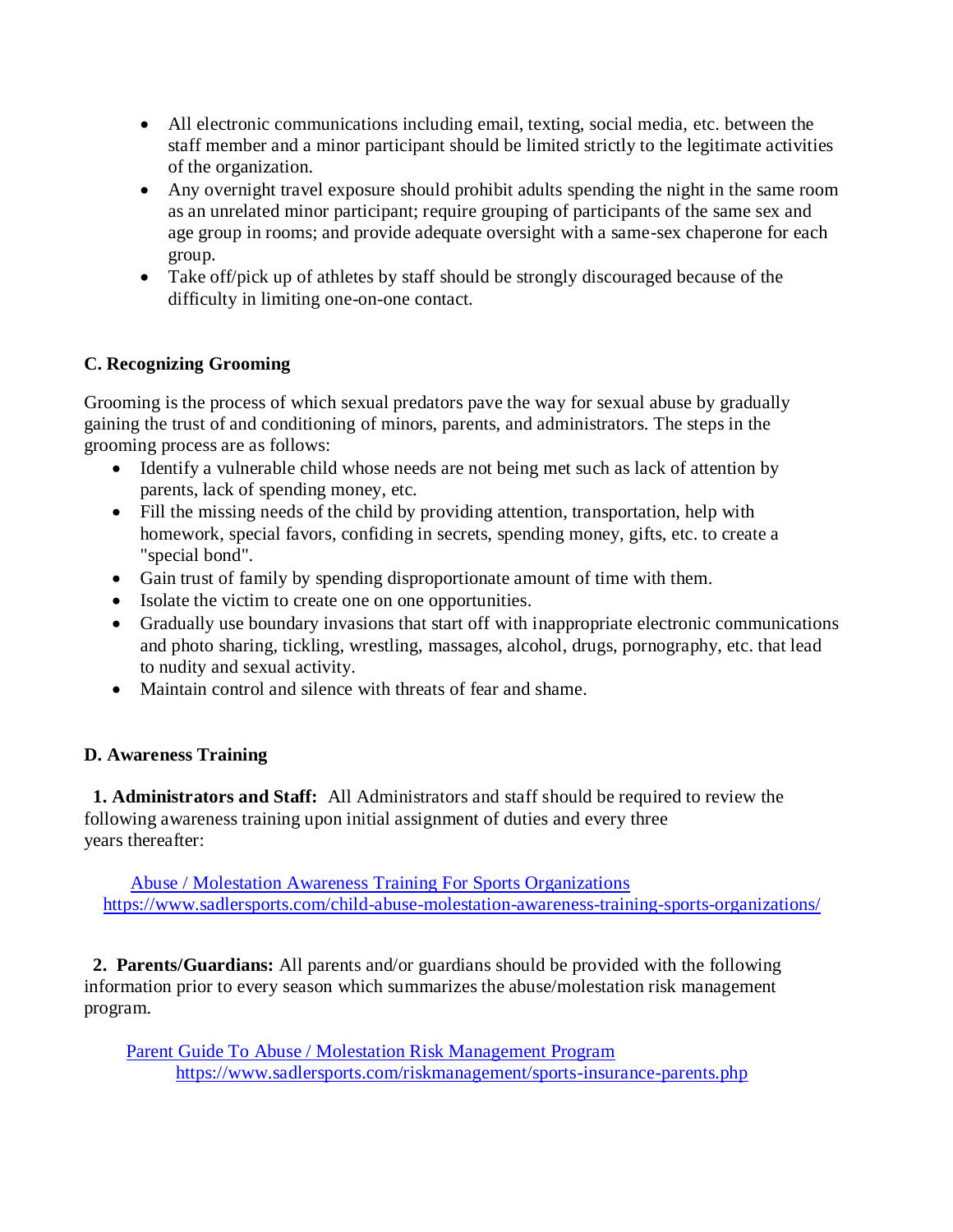- All electronic communications including email, texting, social media, etc. between the staff member and a minor participant should be limited strictly to the legitimate activities of the organization.
- Any overnight travel exposure should prohibit adults spending the night in the same room as an unrelated minor participant; require grouping of participants of the same sex and age group in rooms; and provide adequate oversight with a same-sex chaperone for each group.
- Take off/pick up of athletes by staff should be strongly discouraged because of the difficulty in limiting one-on-one contact.

**C. Recognizing Grooming**

Grooming is the process of which sexual predators pave the way for sexual abuse by gradually gaining the trust of and conditioning of minors, parents, and administrators. The steps in the grooming process are as follows:

- Identify a vulnerable child whose needs are not being met such as lack of attention by parents, lack of spending money, etc.
- Fill the missing needs of the child by providing attention, transportation, help with homework, special favors, confiding in secrets, spending money, gifts, etc. to create a "special bond".
- Gain trust of family by spending disproportionate amount of time with them.
- Isolate the victim to create one on one opportunities.
- Gradually use boundary invasions that start off with inappropriate electronic communications and photo sharing, tickling, wrestling, massages, alcohol, drugs, pornography, etc. that lead to nudity and sexual activity.
- Maintain control and silence with threats of fear and shame.

**D. Awareness Training**

**1. Administrators and Staff:** All Administrators and staff should be required to review the following awareness training upon initial assignment of duties and every three years thereafter:

[Abuse / Molestation Awareness Training For Sports Organizations](https://www.sadlersports.com/child-abuse-molestation-awareness-training-sports-organizations/)
https://www.sadlersports.com/child-abuse-molestation-awareness-training-sports-organizations/

**2. Parents/Guardians:** All parents and/or guardians should be provided with the following information prior to every season which summarizes the abuse/molestation risk management program.

[Parent Guide To Abuse / Molestation Risk Management Program](https://www.sadlersports.com/riskmanagement/sports-insurance-parents.php)
https://www.sadlersports.com/riskmanagement/sports-insurance-parents.php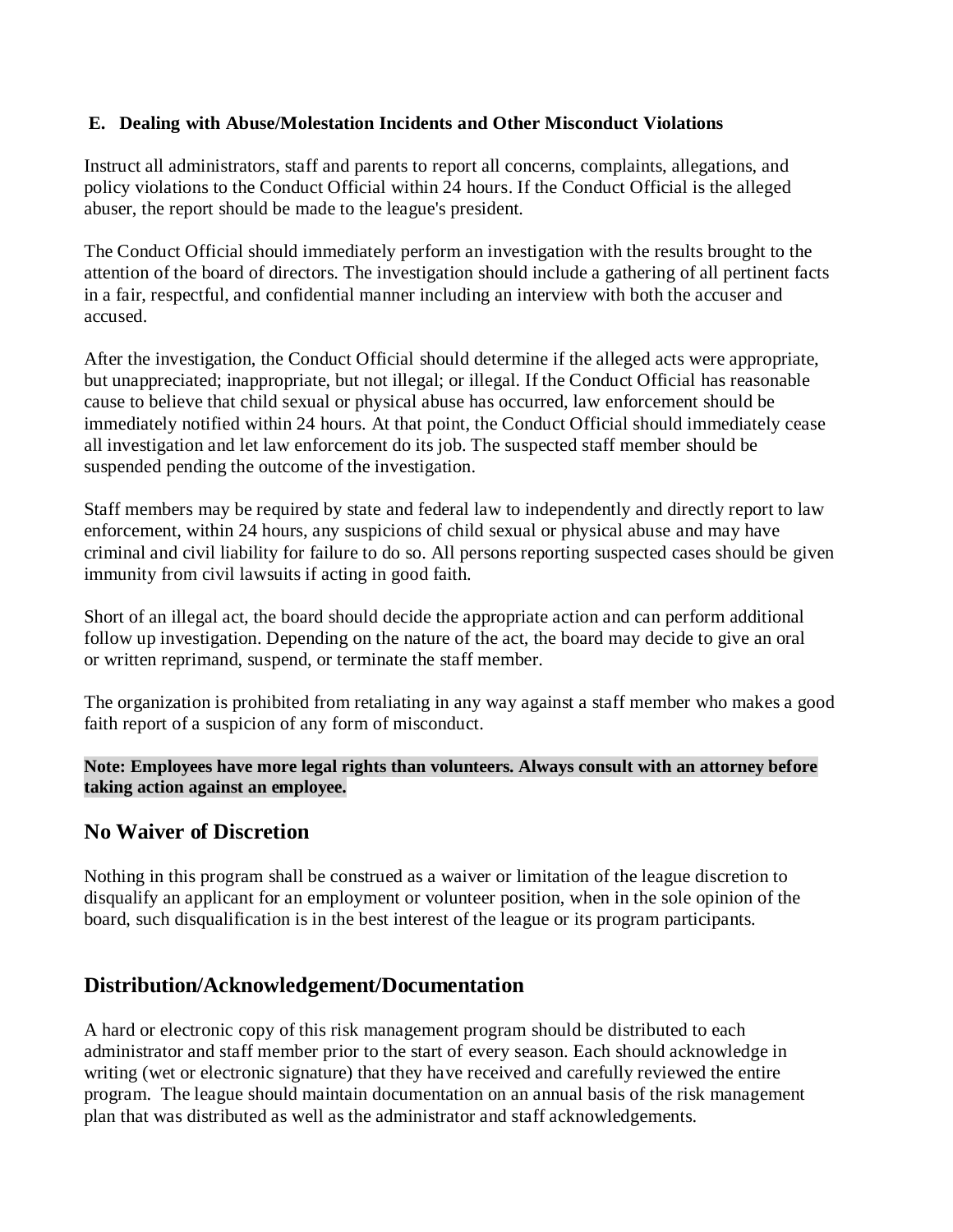### E. Dealing with Abuse/Molestation Incidents and Other Misconduct Violations

Instruct all administrators, staff and parents to report all concerns, complaints, allegations, and policy violations to the Conduct Official within 24 hours. If the Conduct Official is the alleged abuser, the report should be made to the league's president.

The Conduct Official should immediately perform an investigation with the results brought to the attention of the board of directors. The investigation should include a gathering of all pertinent facts in a fair, respectful, and confidential manner including an interview with both the accuser and accused.

After the investigation, the Conduct Official should determine if the alleged acts were appropriate, but unappreciated; inappropriate, but not illegal; or illegal. If the Conduct Official has reasonable cause to believe that child sexual or physical abuse has occurred, law enforcement should be immediately notified within 24 hours. At that point, the Conduct Official should immediately cease all investigation and let law enforcement do its job. The suspected staff member should be suspended pending the outcome of the investigation.

Staff members may be required by state and federal law to independently and directly report to law enforcement, within 24 hours, any suspicions of child sexual or physical abuse and may have criminal and civil liability for failure to do so. All persons reporting suspected cases should be given immunity from civil lawsuits if acting in good faith.

Short of an illegal act, the board should decide the appropriate action and can perform additional follow up investigation. Depending on the nature of the act, the board may decide to give an oral or written reprimand, suspend, or terminate the staff member.

The organization is prohibited from retaliating in any way against a staff member who makes a good faith report of a suspicion of any form of misconduct.

**Note: Employees have more legal rights than volunteers. Always consult with an attorney before taking action against an employee.**

## No Waiver of Discretion

Nothing in this program shall be construed as a waiver or limitation of the league discretion to disqualify an applicant for an employment or volunteer position, when in the sole opinion of the board, such disqualification is in the best interest of the league or its program participants.

## Distribution/Acknowledgement/Documentation

A hard or electronic copy of this risk management program should be distributed to each administrator and staff member prior to the start of every season. Each should acknowledge in writing (wet or electronic signature) that they have received and carefully reviewed the entire program. The league should maintain documentation on an annual basis of the risk management plan that was distributed as well as the administrator and staff acknowledgements.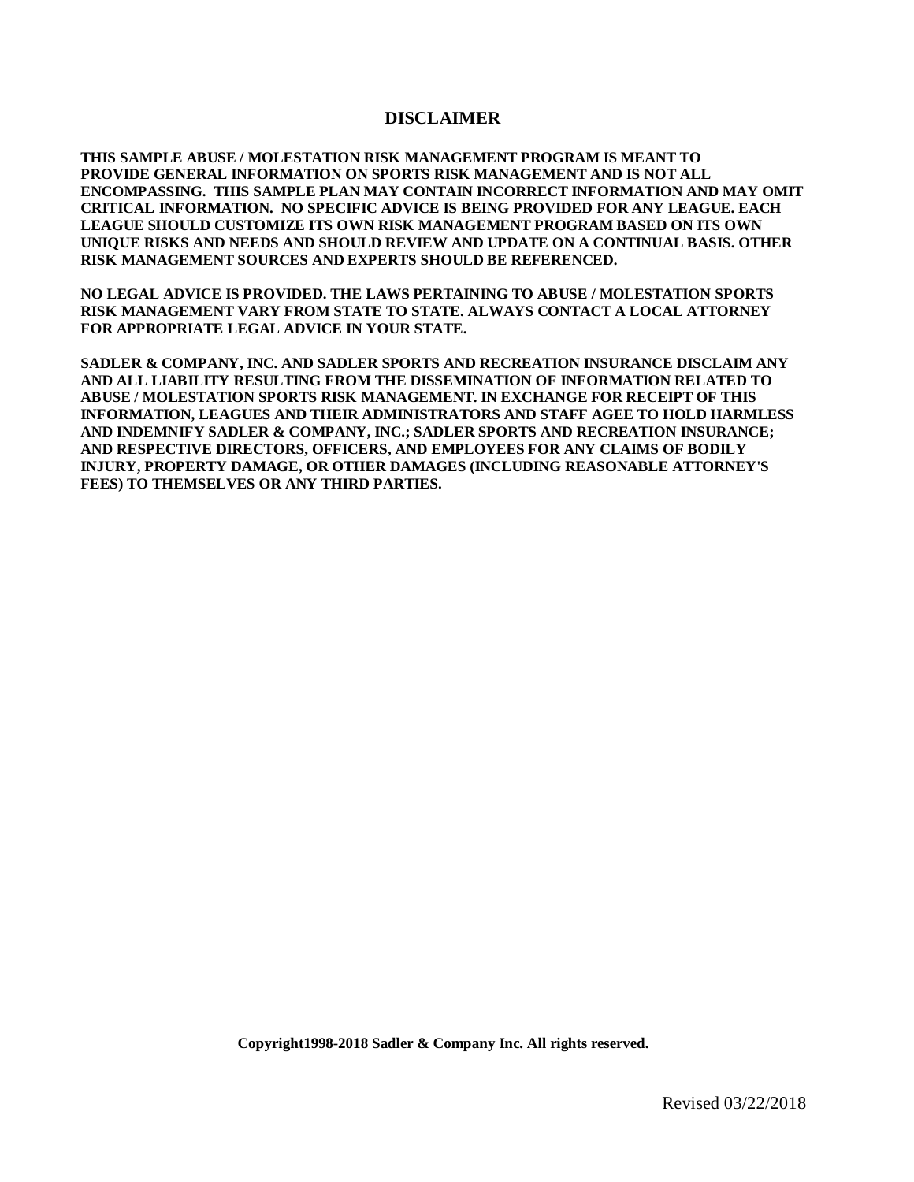## DISCLAIMER

**THIS SAMPLE ABUSE / MOLESTATION RISK MANAGEMENT PROGRAM IS MEANT TO PROVIDE GENERAL INFORMATION ON SPORTS RISK MANAGEMENT AND IS NOT ALL ENCOMPASSING. THIS SAMPLE PLAN MAY CONTAIN INCORRECT INFORMATION AND MAY OMIT CRITICAL INFORMATION. NO SPECIFIC ADVICE IS BEING PROVIDED FOR ANY LEAGUE. EACH LEAGUE SHOULD CUSTOMIZE ITS OWN RISK MANAGEMENT PROGRAM BASED ON ITS OWN UNIQUE RISKS AND NEEDS AND SHOULD REVIEW AND UPDATE ON A CONTINUAL BASIS. OTHER RISK MANAGEMENT SOURCES AND EXPERTS SHOULD BE REFERENCED.**

**NO LEGAL ADVICE IS PROVIDED. THE LAWS PERTAINING TO ABUSE / MOLESTATION SPORTS RISK MANAGEMENT VARY FROM STATE TO STATE. ALWAYS CONTACT A LOCAL ATTORNEY FOR APPROPRIATE LEGAL ADVICE IN YOUR STATE.**

**SADLER & COMPANY, INC. AND SADLER SPORTS AND RECREATION INSURANCE DISCLAIM ANY AND ALL LIABILITY RESULTING FROM THE DISSEMINATION OF INFORMATION RELATED TO ABUSE / MOLESTATION SPORTS RISK MANAGEMENT. IN EXCHANGE FOR RECEIPT OF THIS INFORMATION, LEAGUES AND THEIR ADMINISTRATORS AND STAFF AGEE TO HOLD HARMLESS AND INDEMNIFY SADLER & COMPANY, INC.; SADLER SPORTS AND RECREATION INSURANCE; AND RESPECTIVE DIRECTORS, OFFICERS, AND EMPLOYEES FOR ANY CLAIMS OF BODILY INJURY, PROPERTY DAMAGE, OR OTHER DAMAGES (INCLUDING REASONABLE ATTORNEY'S FEES) TO THEMSELVES OR ANY THIRD PARTIES.**

**Copyright1998-2018 Sadler & Company Inc. All rights reserved.**

Revised 03/22/2018